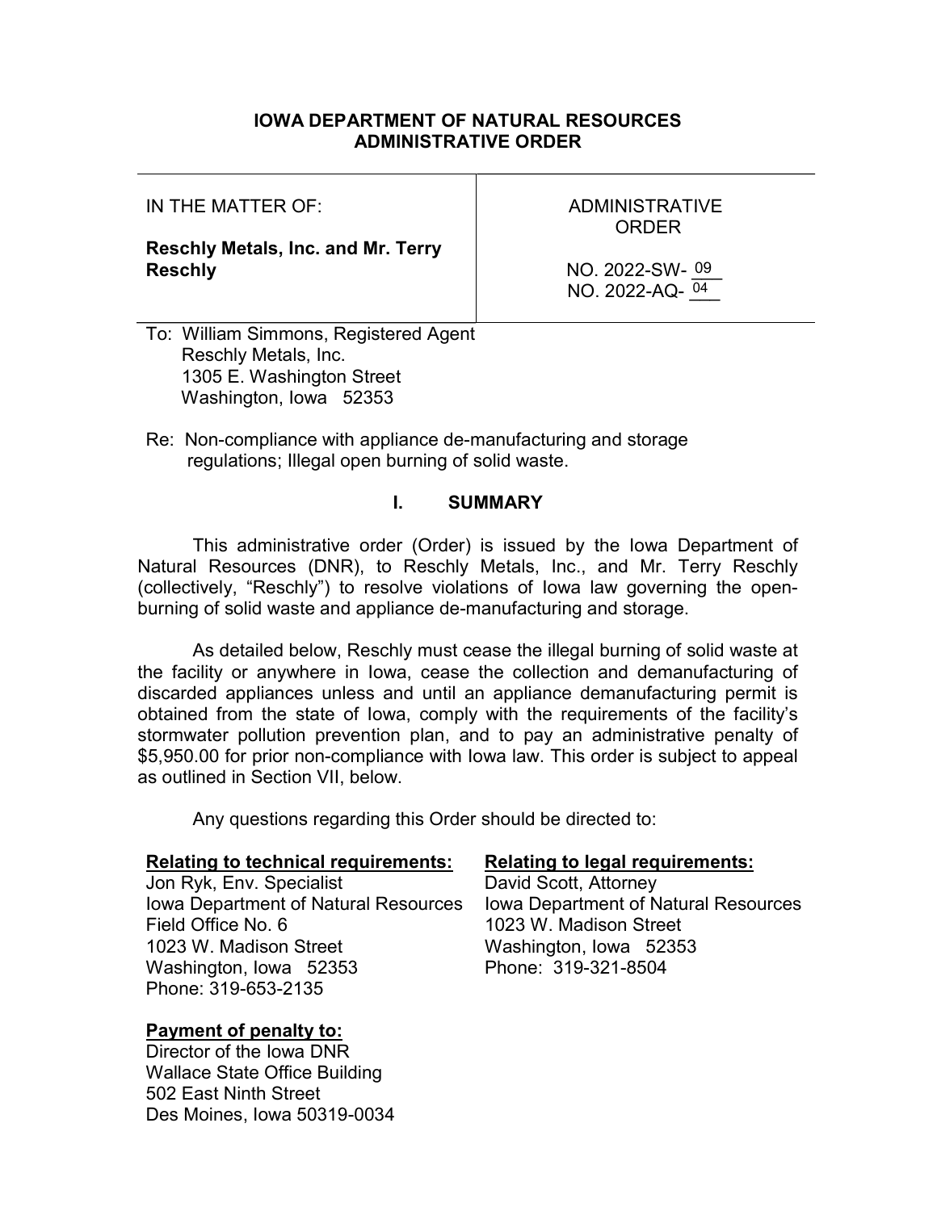# IOWA DEPARTMENT OF NATURAL RESOURCES
# ADMINISTRATIVE ORDER

| IN THE MATTER OF: **Reschly Metals, Inc. and Mr. Terry Reschly** | ADMINISTRATIVE ORDER NO. 2022-SW- 09 NO. 2022-AQ- 04 |
|---|---|

To: William Simmons, Registered Agent
Reschly Metals, Inc.
1305 E. Washington Street
Washington, Iowa 52353

Re: Non-compliance with appliance de-manufacturing and storage regulations; Illegal open burning of solid waste.

## I. SUMMARY

This administrative order (Order) is issued by the Iowa Department of Natural Resources (DNR), to Reschly Metals, Inc., and Mr. Terry Reschly (collectively, "Reschly") to resolve violations of Iowa law governing the open-burning of solid waste and appliance de-manufacturing and storage.

As detailed below, Reschly must cease the illegal burning of solid waste at the facility or anywhere in Iowa, cease the collection and demanufacturing of discarded appliances unless and until an appliance demanufacturing permit is obtained from the state of Iowa, comply with the requirements of the facility's stormwater pollution prevention plan, and to pay an administrative penalty of $5,950.00 for prior non-compliance with Iowa law. This order is subject to appeal as outlined in Section VII, below.

Any questions regarding this Order should be directed to:

**Relating to technical requirements:**
Jon Ryk, Env. Specialist
Iowa Department of Natural Resources
Field Office No. 6
1023 W. Madison Street
Washington, Iowa 52353
Phone: 319-653-2135

**Relating to legal requirements:**
David Scott, Attorney
Iowa Department of Natural Resources
1023 W. Madison Street
Washington, Iowa 52353
Phone: 319-321-8504

**Payment of penalty to:**
Director of the Iowa DNR
Wallace State Office Building
502 East Ninth Street
Des Moines, Iowa 50319-0034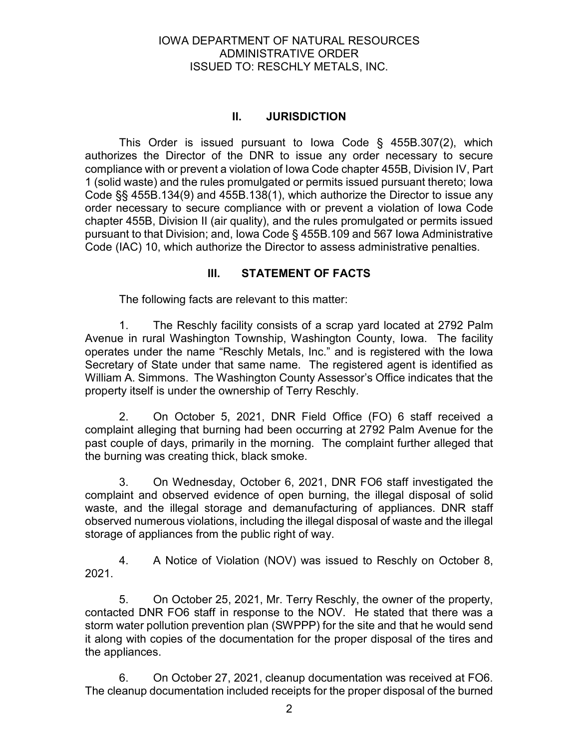IOWA DEPARTMENT OF NATURAL RESOURCES
ADMINISTRATIVE ORDER
ISSUED TO: RESCHLY METALS, INC.

## II. JURISDICTION

This Order is issued pursuant to Iowa Code § 455B.307(2), which authorizes the Director of the DNR to issue any order necessary to secure compliance with or prevent a violation of Iowa Code chapter 455B, Division IV, Part 1 (solid waste) and the rules promulgated or permits issued pursuant thereto; Iowa Code §§ 455B.134(9) and 455B.138(1), which authorize the Director to issue any order necessary to secure compliance with or prevent a violation of Iowa Code chapter 455B, Division II (air quality), and the rules promulgated or permits issued pursuant to that Division; and, Iowa Code § 455B.109 and 567 Iowa Administrative Code (IAC) 10, which authorize the Director to assess administrative penalties.

## III. STATEMENT OF FACTS

The following facts are relevant to this matter:

1. The Reschly facility consists of a scrap yard located at 2792 Palm Avenue in rural Washington Township, Washington County, Iowa. The facility operates under the name "Reschly Metals, Inc." and is registered with the Iowa Secretary of State under that same name. The registered agent is identified as William A. Simmons. The Washington County Assessor's Office indicates that the property itself is under the ownership of Terry Reschly.

2. On October 5, 2021, DNR Field Office (FO) 6 staff received a complaint alleging that burning had been occurring at 2792 Palm Avenue for the past couple of days, primarily in the morning. The complaint further alleged that the burning was creating thick, black smoke.

3. On Wednesday, October 6, 2021, DNR FO6 staff investigated the complaint and observed evidence of open burning, the illegal disposal of solid waste, and the illegal storage and demanufacturing of appliances. DNR staff observed numerous violations, including the illegal disposal of waste and the illegal storage of appliances from the public right of way.

4. A Notice of Violation (NOV) was issued to Reschly on October 8, 2021.

5. On October 25, 2021, Mr. Terry Reschly, the owner of the property, contacted DNR FO6 staff in response to the NOV. He stated that there was a storm water pollution prevention plan (SWPPP) for the site and that he would send it along with copies of the documentation for the proper disposal of the tires and the appliances.

6. On October 27, 2021, cleanup documentation was received at FO6. The cleanup documentation included receipts for the proper disposal of the burned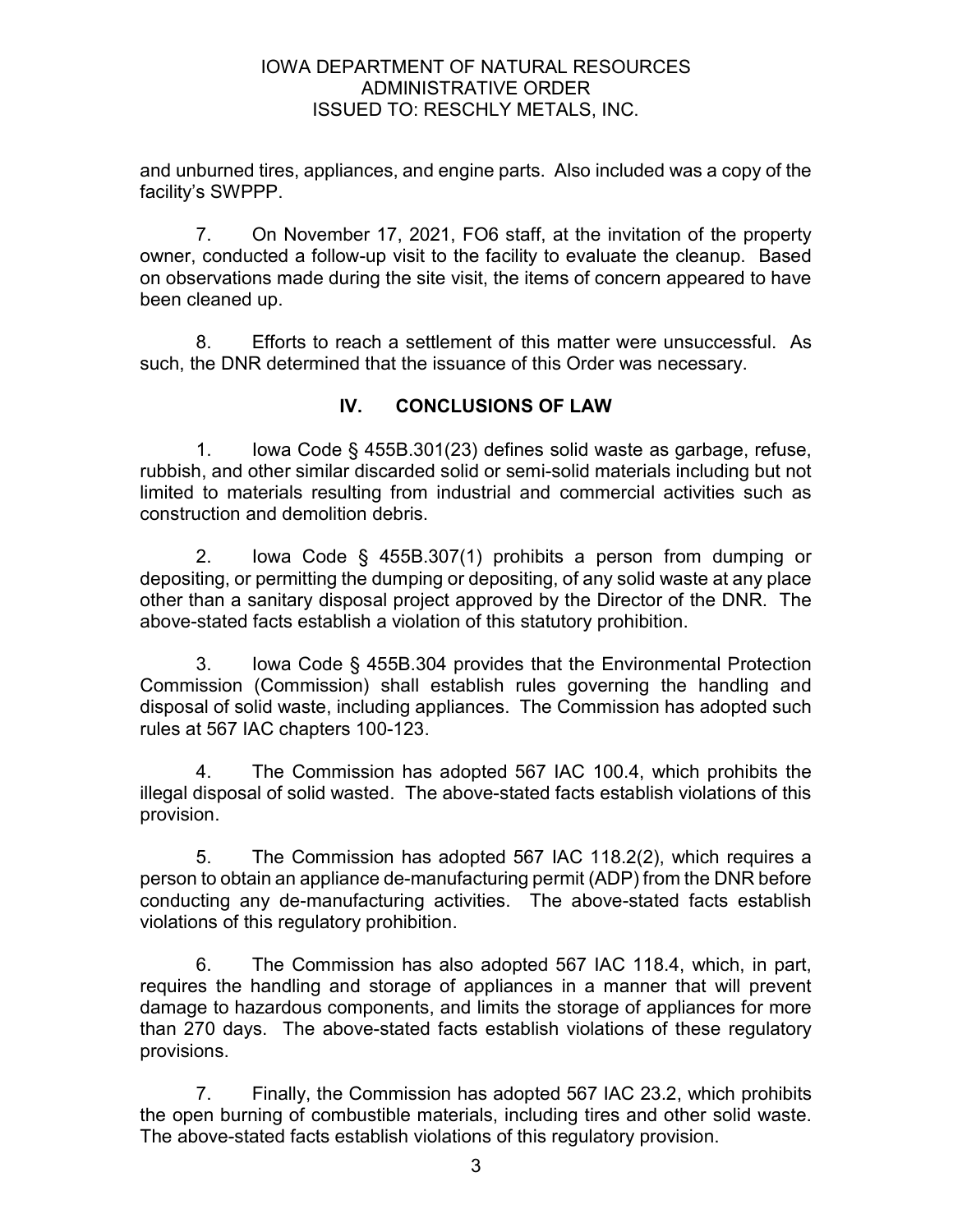and unburned tires, appliances, and engine parts. Also included was a copy of the facility's SWPPP.

7. On November 17, 2021, FO6 staff, at the invitation of the property owner, conducted a follow-up visit to the facility to evaluate the cleanup. Based on observations made during the site visit, the items of concern appeared to have been cleaned up.

8. Efforts to reach a settlement of this matter were unsuccessful. As such, the DNR determined that the issuance of this Order was necessary.

## IV. CONCLUSIONS OF LAW

1. Iowa Code § 455B.301(23) defines solid waste as garbage, refuse, rubbish, and other similar discarded solid or semi-solid materials including but not limited to materials resulting from industrial and commercial activities such as construction and demolition debris.

2. Iowa Code § 455B.307(1) prohibits a person from dumping or depositing, or permitting the dumping or depositing, of any solid waste at any place other than a sanitary disposal project approved by the Director of the DNR. The above-stated facts establish a violation of this statutory prohibition.

3. Iowa Code § 455B.304 provides that the Environmental Protection Commission (Commission) shall establish rules governing the handling and disposal of solid waste, including appliances. The Commission has adopted such rules at 567 IAC chapters 100-123.

4. The Commission has adopted 567 IAC 100.4, which prohibits the illegal disposal of solid wasted. The above-stated facts establish violations of this provision.

5. The Commission has adopted 567 IAC 118.2(2), which requires a person to obtain an appliance de-manufacturing permit (ADP) from the DNR before conducting any de-manufacturing activities. The above-stated facts establish violations of this regulatory prohibition.

6. The Commission has also adopted 567 IAC 118.4, which, in part, requires the handling and storage of appliances in a manner that will prevent damage to hazardous components, and limits the storage of appliances for more than 270 days. The above-stated facts establish violations of these regulatory provisions.

7. Finally, the Commission has adopted 567 IAC 23.2, which prohibits the open burning of combustible materials, including tires and other solid waste. The above-stated facts establish violations of this regulatory provision.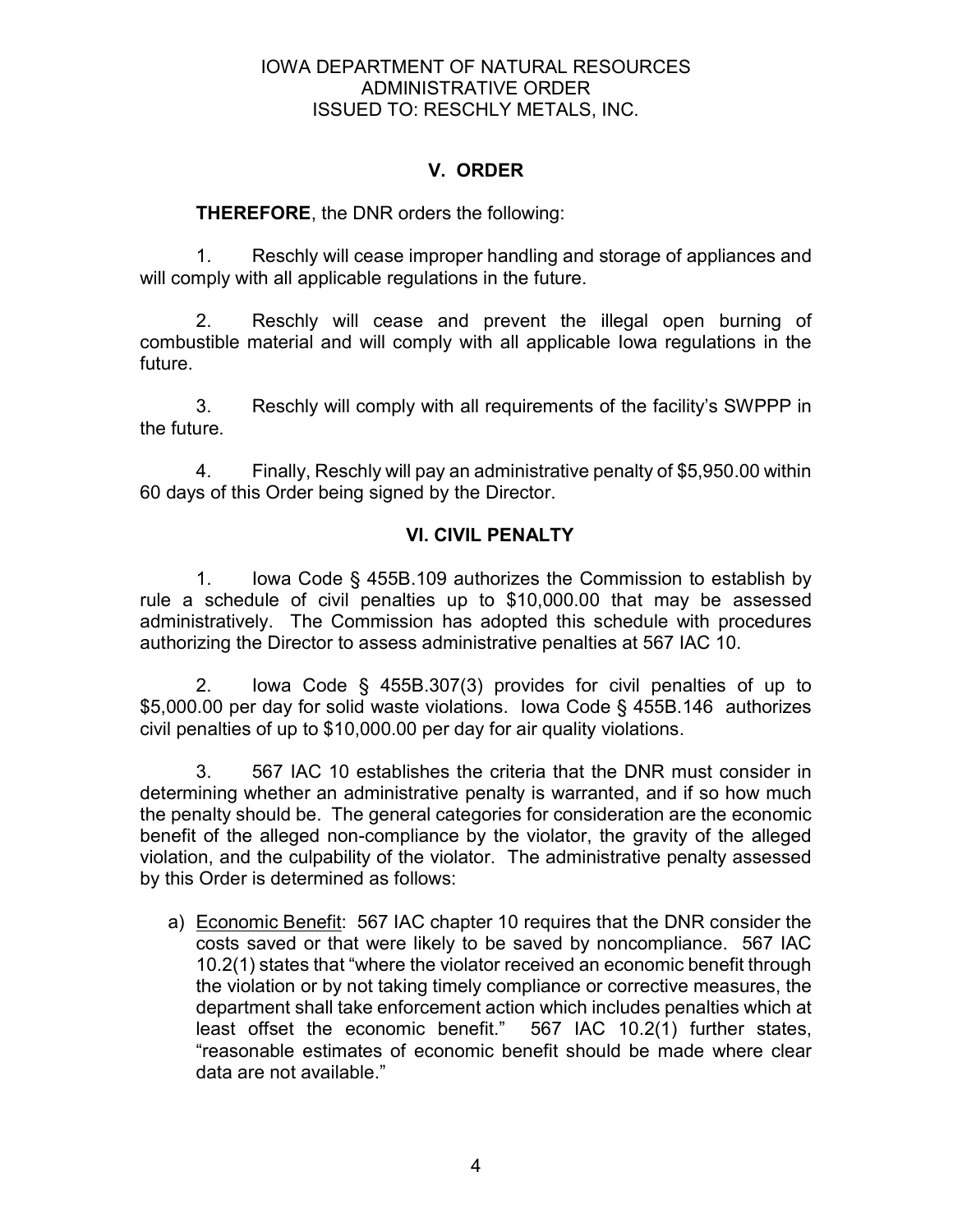IOWA DEPARTMENT OF NATURAL RESOURCES
ADMINISTRATIVE ORDER
ISSUED TO: RESCHLY METALS, INC.

## V. ORDER

**THEREFORE**, the DNR orders the following:

1. Reschly will cease improper handling and storage of appliances and will comply with all applicable regulations in the future.

2. Reschly will cease and prevent the illegal open burning of combustible material and will comply with all applicable Iowa regulations in the future.

3. Reschly will comply with all requirements of the facility's SWPPP in the future.

4. Finally, Reschly will pay an administrative penalty of $5,950.00 within 60 days of this Order being signed by the Director.

## VI. CIVIL PENALTY

1. Iowa Code § 455B.109 authorizes the Commission to establish by rule a schedule of civil penalties up to $10,000.00 that may be assessed administratively. The Commission has adopted this schedule with procedures authorizing the Director to assess administrative penalties at 567 IAC 10.

2. Iowa Code § 455B.307(3) provides for civil penalties of up to $5,000.00 per day for solid waste violations. Iowa Code § 455B.146 authorizes civil penalties of up to $10,000.00 per day for air quality violations.

3. 567 IAC 10 establishes the criteria that the DNR must consider in determining whether an administrative penalty is warranted, and if so how much the penalty should be. The general categories for consideration are the economic benefit of the alleged non-compliance by the violator, the gravity of the alleged violation, and the culpability of the violator. The administrative penalty assessed by this Order is determined as follows:

a) Economic Benefit: 567 IAC chapter 10 requires that the DNR consider the costs saved or that were likely to be saved by noncompliance. 567 IAC 10.2(1) states that "where the violator received an economic benefit through the violation or by not taking timely compliance or corrective measures, the department shall take enforcement action which includes penalties which at least offset the economic benefit." 567 IAC 10.2(1) further states, "reasonable estimates of economic benefit should be made where clear data are not available."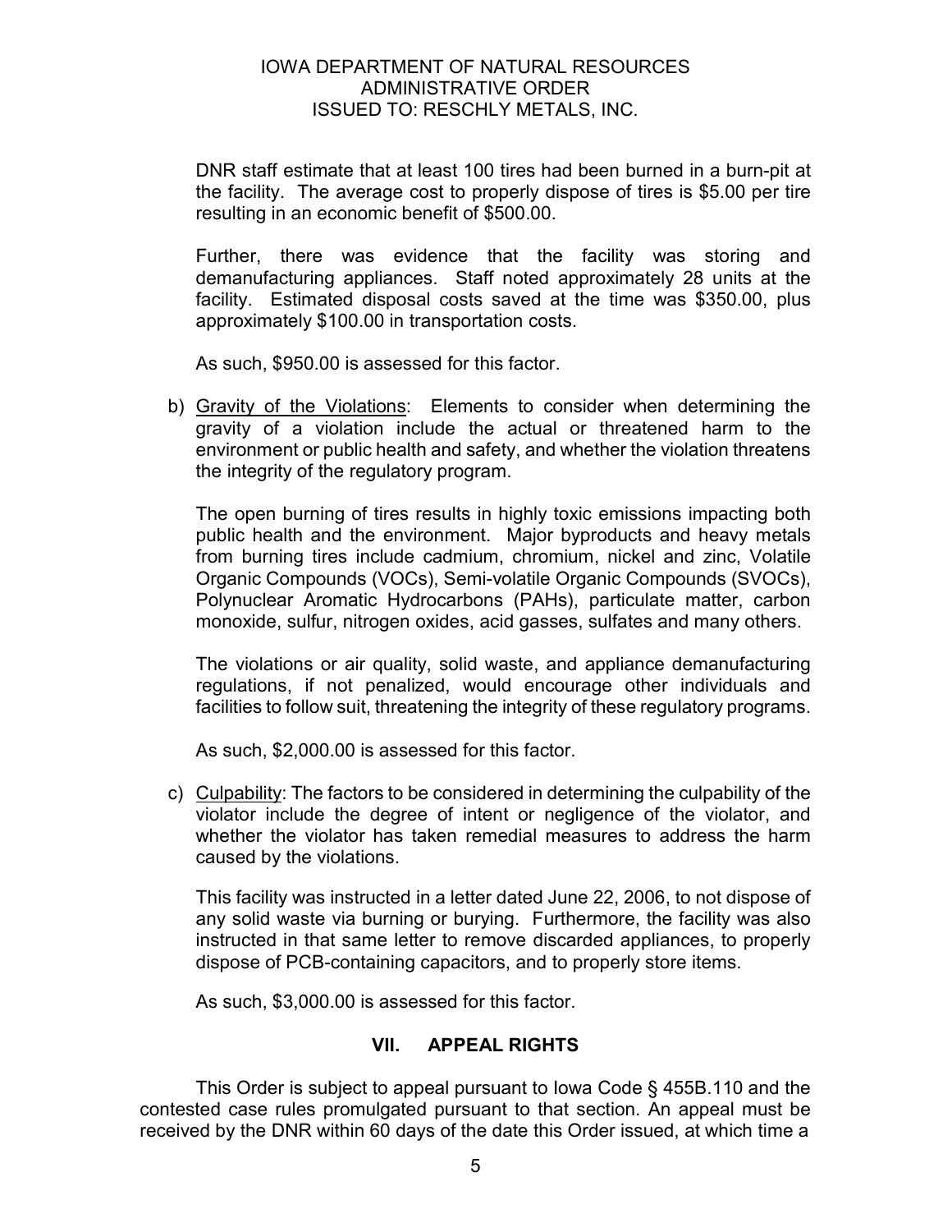DNR staff estimate that at least 100 tires had been burned in a burn-pit at the facility. The average cost to properly dispose of tires is $5.00 per tire resulting in an economic benefit of $500.00.

Further, there was evidence that the facility was storing and demanufacturing appliances. Staff noted approximately 28 units at the facility. Estimated disposal costs saved at the time was $350.00, plus approximately $100.00 in transportation costs.

As such, $950.00 is assessed for this factor.

b) Gravity of the Violations: Elements to consider when determining the gravity of a violation include the actual or threatened harm to the environment or public health and safety, and whether the violation threatens the integrity of the regulatory program.

The open burning of tires results in highly toxic emissions impacting both public health and the environment. Major byproducts and heavy metals from burning tires include cadmium, chromium, nickel and zinc, Volatile Organic Compounds (VOCs), Semi-volatile Organic Compounds (SVOCs), Polynuclear Aromatic Hydrocarbons (PAHs), particulate matter, carbon monoxide, sulfur, nitrogen oxides, acid gasses, sulfates and many others.

The violations or air quality, solid waste, and appliance demanufacturing regulations, if not penalized, would encourage other individuals and facilities to follow suit, threatening the integrity of these regulatory programs.

As such, $2,000.00 is assessed for this factor.

c) Culpability: The factors to be considered in determining the culpability of the violator include the degree of intent or negligence of the violator, and whether the violator has taken remedial measures to address the harm caused by the violations.

This facility was instructed in a letter dated June 22, 2006, to not dispose of any solid waste via burning or burying. Furthermore, the facility was also instructed in that same letter to remove discarded appliances, to properly dispose of PCB-containing capacitors, and to properly store items.

As such, $3,000.00 is assessed for this factor.

## VII. APPEAL RIGHTS

This Order is subject to appeal pursuant to Iowa Code § 455B.110 and the contested case rules promulgated pursuant to that section. An appeal must be received by the DNR within 60 days of the date this Order issued, at which time a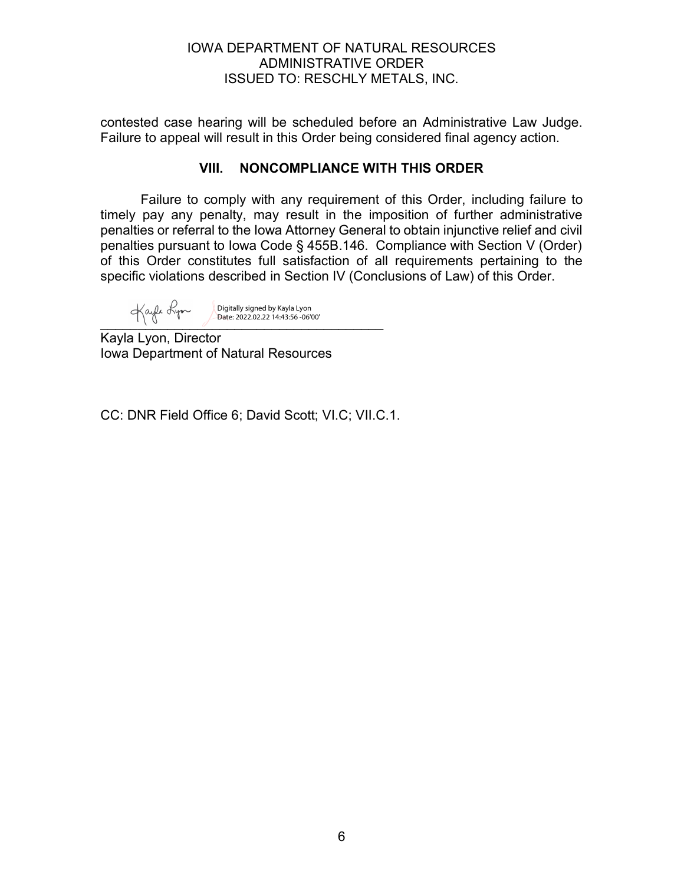contested case hearing will be scheduled before an Administrative Law Judge. Failure to appeal will result in this Order being considered final agency action.

## VIII. NONCOMPLIANCE WITH THIS ORDER

Failure to comply with any requirement of this Order, including failure to timely pay any penalty, may result in the imposition of further administrative penalties or referral to the Iowa Attorney General to obtain injunctive relief and civil penalties pursuant to Iowa Code § 455B.146. Compliance with Section V (Order) of this Order constitutes full satisfaction of all requirements pertaining to the specific violations described in Section IV (Conclusions of Law) of this Order.

Digitally signed by Kayla Lyon
Date: 2022.02.22 14:43:56 -06'00'

Kayla Lyon, Director
Iowa Department of Natural Resources

CC: DNR Field Office 6; David Scott; VI.C; VII.C.1.